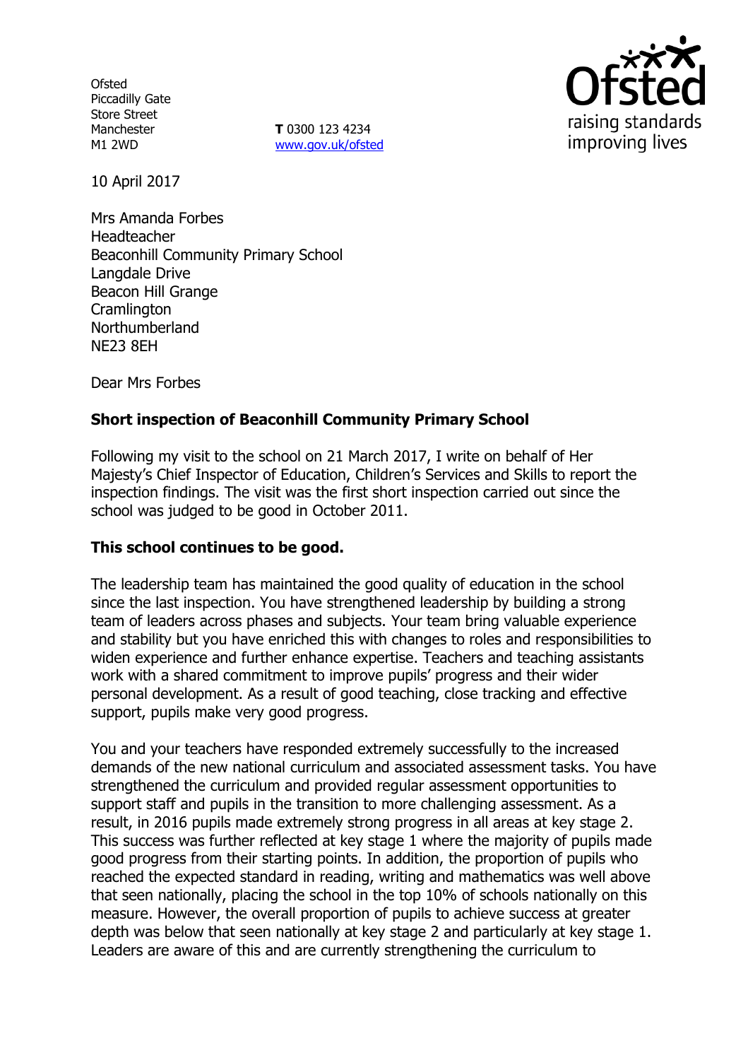Ofsted
Piccadilly Gate
Store Street
Manchester
M1 2WD

**T** 0300 123 4234
www.gov.uk/ofsted

10 April 2017

Mrs Amanda Forbes
Headteacher
Beaconhill Community Primary School
Langdale Drive
Beacon Hill Grange
Cramlington
Northumberland
NE23 8EH

Dear Mrs Forbes

**Short inspection of Beaconhill Community Primary School**

Following my visit to the school on 21 March 2017, I write on behalf of Her Majesty's Chief Inspector of Education, Children's Services and Skills to report the inspection findings. The visit was the first short inspection carried out since the school was judged to be good in October 2011.

**This school continues to be good.**

The leadership team has maintained the good quality of education in the school since the last inspection. You have strengthened leadership by building a strong team of leaders across phases and subjects. Your team bring valuable experience and stability but you have enriched this with changes to roles and responsibilities to widen experience and further enhance expertise. Teachers and teaching assistants work with a shared commitment to improve pupils' progress and their wider personal development. As a result of good teaching, close tracking and effective support, pupils make very good progress.

You and your teachers have responded extremely successfully to the increased demands of the new national curriculum and associated assessment tasks. You have strengthened the curriculum and provided regular assessment opportunities to support staff and pupils in the transition to more challenging assessment. As a result, in 2016 pupils made extremely strong progress in all areas at key stage 2. This success was further reflected at key stage 1 where the majority of pupils made good progress from their starting points. In addition, the proportion of pupils who reached the expected standard in reading, writing and mathematics was well above that seen nationally, placing the school in the top 10% of schools nationally on this measure. However, the overall proportion of pupils to achieve success at greater depth was below that seen nationally at key stage 2 and particularly at key stage 1. Leaders are aware of this and are currently strengthening the curriculum to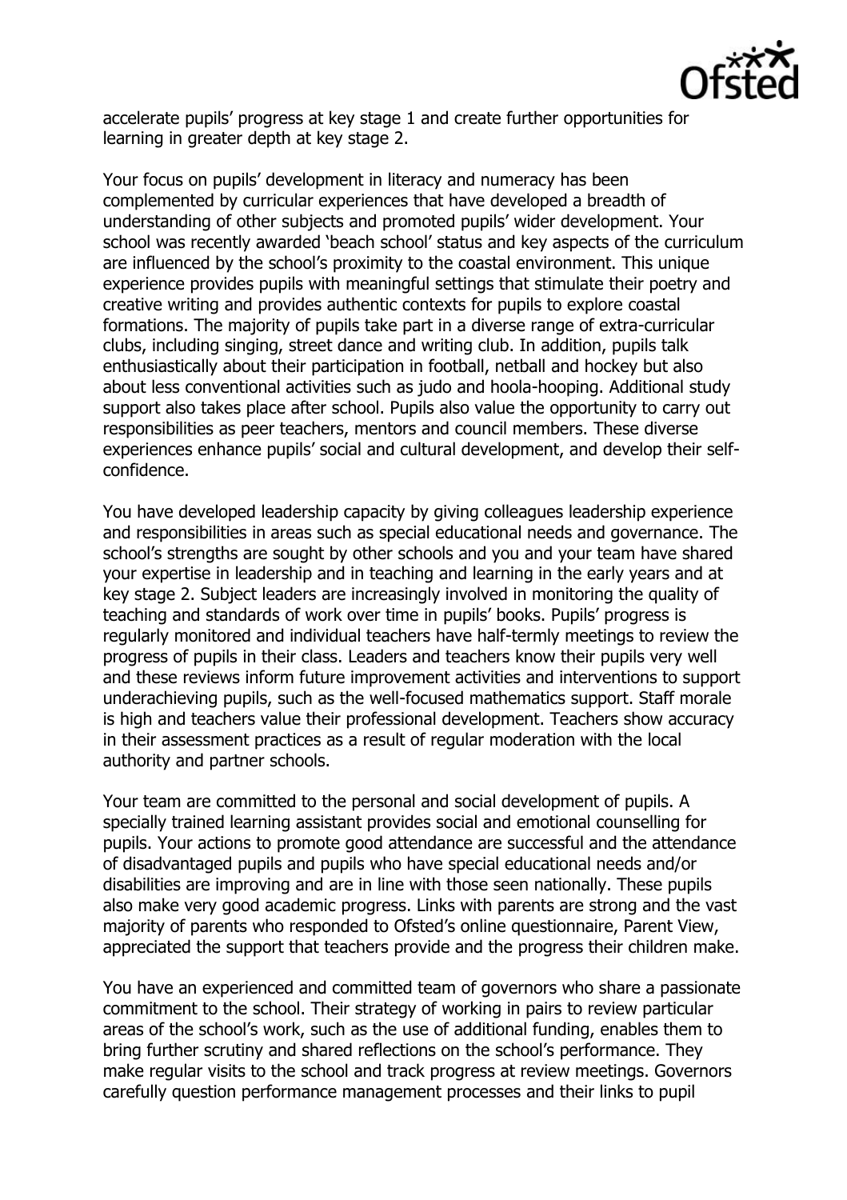accelerate pupils' progress at key stage 1 and create further opportunities for learning in greater depth at key stage 2.

Your focus on pupils' development in literacy and numeracy has been complemented by curricular experiences that have developed a breadth of understanding of other subjects and promoted pupils' wider development. Your school was recently awarded 'beach school' status and key aspects of the curriculum are influenced by the school's proximity to the coastal environment. This unique experience provides pupils with meaningful settings that stimulate their poetry and creative writing and provides authentic contexts for pupils to explore coastal formations. The majority of pupils take part in a diverse range of extra-curricular clubs, including singing, street dance and writing club. In addition, pupils talk enthusiastically about their participation in football, netball and hockey but also about less conventional activities such as judo and hoola-hooping. Additional study support also takes place after school. Pupils also value the opportunity to carry out responsibilities as peer teachers, mentors and council members. These diverse experiences enhance pupils' social and cultural development, and develop their self-confidence.

You have developed leadership capacity by giving colleagues leadership experience and responsibilities in areas such as special educational needs and governance. The school's strengths are sought by other schools and you and your team have shared your expertise in leadership and in teaching and learning in the early years and at key stage 2. Subject leaders are increasingly involved in monitoring the quality of teaching and standards of work over time in pupils' books. Pupils' progress is regularly monitored and individual teachers have half-termly meetings to review the progress of pupils in their class. Leaders and teachers know their pupils very well and these reviews inform future improvement activities and interventions to support underachieving pupils, such as the well-focused mathematics support. Staff morale is high and teachers value their professional development. Teachers show accuracy in their assessment practices as a result of regular moderation with the local authority and partner schools.

Your team are committed to the personal and social development of pupils. A specially trained learning assistant provides social and emotional counselling for pupils. Your actions to promote good attendance are successful and the attendance of disadvantaged pupils and pupils who have special educational needs and/or disabilities are improving and are in line with those seen nationally. These pupils also make very good academic progress. Links with parents are strong and the vast majority of parents who responded to Ofsted's online questionnaire, Parent View, appreciated the support that teachers provide and the progress their children make.

You have an experienced and committed team of governors who share a passionate commitment to the school. Their strategy of working in pairs to review particular areas of the school's work, such as the use of additional funding, enables them to bring further scrutiny and shared reflections on the school's performance. They make regular visits to the school and track progress at review meetings. Governors carefully question performance management processes and their links to pupil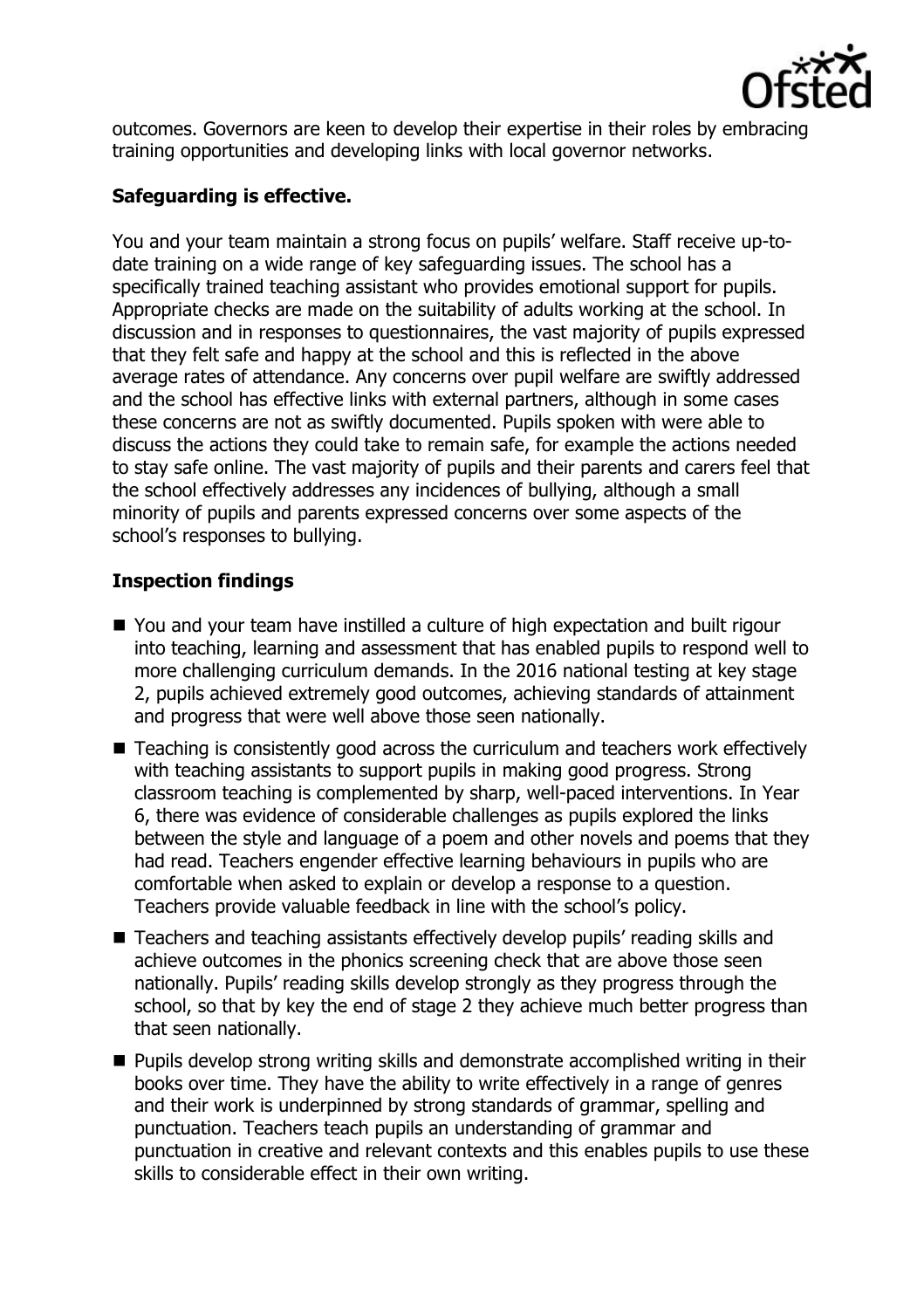outcomes. Governors are keen to develop their expertise in their roles by embracing training opportunities and developing links with local governor networks.

### Safeguarding is effective.

You and your team maintain a strong focus on pupils' welfare. Staff receive up-to-date training on a wide range of key safeguarding issues. The school has a specifically trained teaching assistant who provides emotional support for pupils. Appropriate checks are made on the suitability of adults working at the school. In discussion and in responses to questionnaires, the vast majority of pupils expressed that they felt safe and happy at the school and this is reflected in the above average rates of attendance. Any concerns over pupil welfare are swiftly addressed and the school has effective links with external partners, although in some cases these concerns are not as swiftly documented. Pupils spoken with were able to discuss the actions they could take to remain safe, for example the actions needed to stay safe online. The vast majority of pupils and their parents and carers feel that the school effectively addresses any incidences of bullying, although a small minority of pupils and parents expressed concerns over some aspects of the school's responses to bullying.

### Inspection findings

- You and your team have instilled a culture of high expectation and built rigour into teaching, learning and assessment that has enabled pupils to respond well to more challenging curriculum demands. In the 2016 national testing at key stage 2, pupils achieved extremely good outcomes, achieving standards of attainment and progress that were well above those seen nationally.
- Teaching is consistently good across the curriculum and teachers work effectively with teaching assistants to support pupils in making good progress. Strong classroom teaching is complemented by sharp, well-paced interventions. In Year 6, there was evidence of considerable challenges as pupils explored the links between the style and language of a poem and other novels and poems that they had read. Teachers engender effective learning behaviours in pupils who are comfortable when asked to explain or develop a response to a question. Teachers provide valuable feedback in line with the school's policy.
- Teachers and teaching assistants effectively develop pupils' reading skills and achieve outcomes in the phonics screening check that are above those seen nationally. Pupils' reading skills develop strongly as they progress through the school, so that by key the end of stage 2 they achieve much better progress than that seen nationally.
- Pupils develop strong writing skills and demonstrate accomplished writing in their books over time. They have the ability to write effectively in a range of genres and their work is underpinned by strong standards of grammar, spelling and punctuation. Teachers teach pupils an understanding of grammar and punctuation in creative and relevant contexts and this enables pupils to use these skills to considerable effect in their own writing.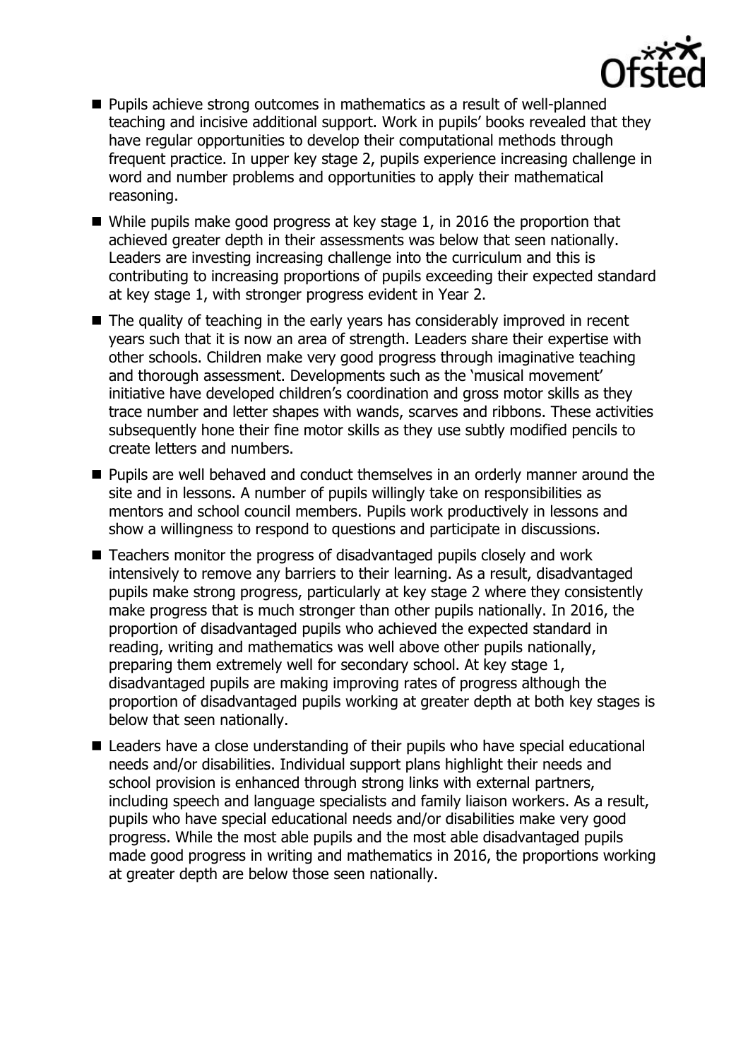- Pupils achieve strong outcomes in mathematics as a result of well-planned teaching and incisive additional support. Work in pupils' books revealed that they have regular opportunities to develop their computational methods through frequent practice. In upper key stage 2, pupils experience increasing challenge in word and number problems and opportunities to apply their mathematical reasoning.
- While pupils make good progress at key stage 1, in 2016 the proportion that achieved greater depth in their assessments was below that seen nationally. Leaders are investing increasing challenge into the curriculum and this is contributing to increasing proportions of pupils exceeding their expected standard at key stage 1, with stronger progress evident in Year 2.
- The quality of teaching in the early years has considerably improved in recent years such that it is now an area of strength. Leaders share their expertise with other schools. Children make very good progress through imaginative teaching and thorough assessment. Developments such as the 'musical movement' initiative have developed children's coordination and gross motor skills as they trace number and letter shapes with wands, scarves and ribbons. These activities subsequently hone their fine motor skills as they use subtly modified pencils to create letters and numbers.
- Pupils are well behaved and conduct themselves in an orderly manner around the site and in lessons. A number of pupils willingly take on responsibilities as mentors and school council members. Pupils work productively in lessons and show a willingness to respond to questions and participate in discussions.
- Teachers monitor the progress of disadvantaged pupils closely and work intensively to remove any barriers to their learning. As a result, disadvantaged pupils make strong progress, particularly at key stage 2 where they consistently make progress that is much stronger than other pupils nationally. In 2016, the proportion of disadvantaged pupils who achieved the expected standard in reading, writing and mathematics was well above other pupils nationally, preparing them extremely well for secondary school. At key stage 1, disadvantaged pupils are making improving rates of progress although the proportion of disadvantaged pupils working at greater depth at both key stages is below that seen nationally.
- Leaders have a close understanding of their pupils who have special educational needs and/or disabilities. Individual support plans highlight their needs and school provision is enhanced through strong links with external partners, including speech and language specialists and family liaison workers. As a result, pupils who have special educational needs and/or disabilities make very good progress. While the most able pupils and the most able disadvantaged pupils made good progress in writing and mathematics in 2016, the proportions working at greater depth are below those seen nationally.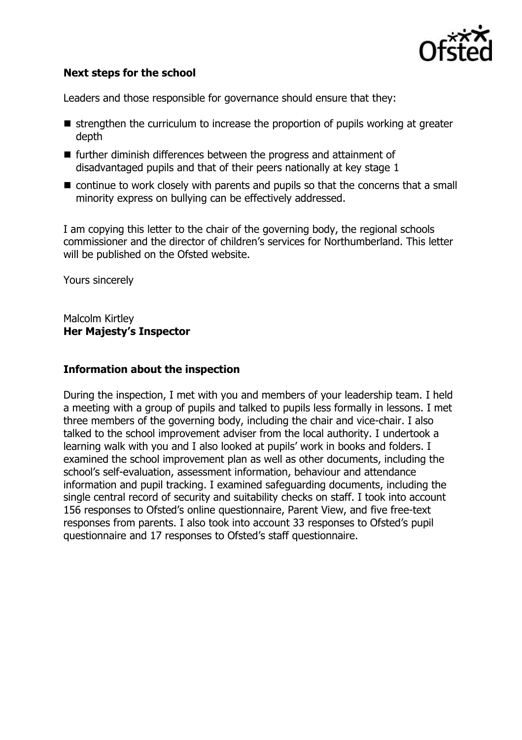**Next steps for the school**

Leaders and those responsible for governance should ensure that they:

- strengthen the curriculum to increase the proportion of pupils working at greater depth
- further diminish differences between the progress and attainment of disadvantaged pupils and that of their peers nationally at key stage 1
- continue to work closely with parents and pupils so that the concerns that a small minority express on bullying can be effectively addressed.

I am copying this letter to the chair of the governing body, the regional schools commissioner and the director of children's services for Northumberland. This letter will be published on the Ofsted website.

Yours sincerely

Malcolm Kirtley
**Her Majesty's Inspector**

**Information about the inspection**

During the inspection, I met with you and members of your leadership team. I held a meeting with a group of pupils and talked to pupils less formally in lessons. I met three members of the governing body, including the chair and vice-chair. I also talked to the school improvement adviser from the local authority. I undertook a learning walk with you and I also looked at pupils' work in books and folders. I examined the school improvement plan as well as other documents, including the school's self-evaluation, assessment information, behaviour and attendance information and pupil tracking. I examined safeguarding documents, including the single central record of security and suitability checks on staff. I took into account 156 responses to Ofsted's online questionnaire, Parent View, and five free-text responses from parents. I also took into account 33 responses to Ofsted's pupil questionnaire and 17 responses to Ofsted's staff questionnaire.